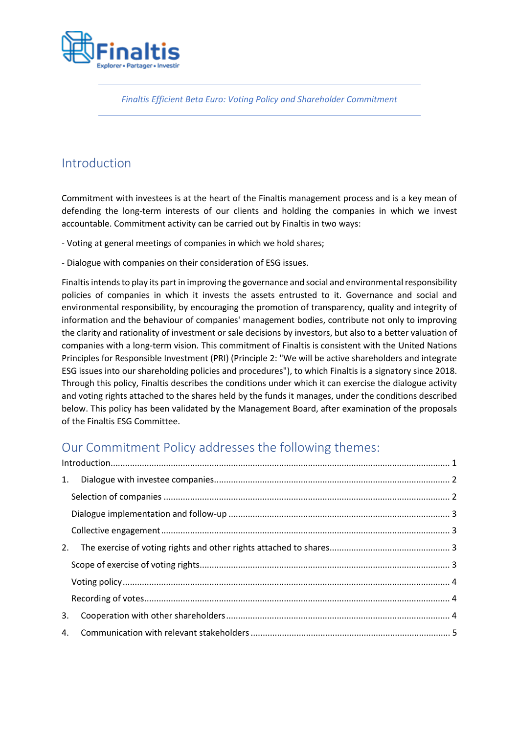*Finaltis Efficient Beta Euro: Voting Policy and Shareholder Commitment*

## Introduction

Commitment with investees is at the heart of the Finaltis management process and is a key mean of defending the long-term interests of our clients and holding the companies in which we invest accountable. Commitment activity can be carried out by Finaltis in two ways:

- Voting at general meetings of companies in which we hold shares;

- Dialogue with companies on their consideration of ESG issues.

Finaltis intends to play its part in improving the governance and social and environmental responsibility policies of companies in which it invests the assets entrusted to it. Governance and social and environmental responsibility, by encouraging the promotion of transparency, quality and integrity of information and the behaviour of companies' management bodies, contribute not only to improving the clarity and rationality of investment or sale decisions by investors, but also to a better valuation of companies with a long-term vision. This commitment of Finaltis is consistent with the United Nations Principles for Responsible Investment (PRI) (Principle 2: "We will be active shareholders and integrate ESG issues into our shareholding policies and procedures"), to which Finaltis is a signatory since 2018. Through this policy, Finaltis describes the conditions under which it can exercise the dialogue activity and voting rights attached to the shares held by the funds it manages, under the conditions described below. This policy has been validated by the Management Board, after examination of the proposals of the Finaltis ESG Committee.

## Our Commitment Policy addresses the following themes:

Introduction ........ 1

1. Dialogue with investee companies ........ 2
   - Selection of companies ........ 2
   - Dialogue implementation and follow-up ........ 3
   - Collective engagement ........ 3
2. The exercise of voting rights and other rights attached to shares ........ 3
   - Scope of exercise of voting rights ........ 3
   - Voting policy ........ 4
   - Recording of votes ........ 4
3. Cooperation with other shareholders ........ 4
4. Communication with relevant stakeholders ........ 5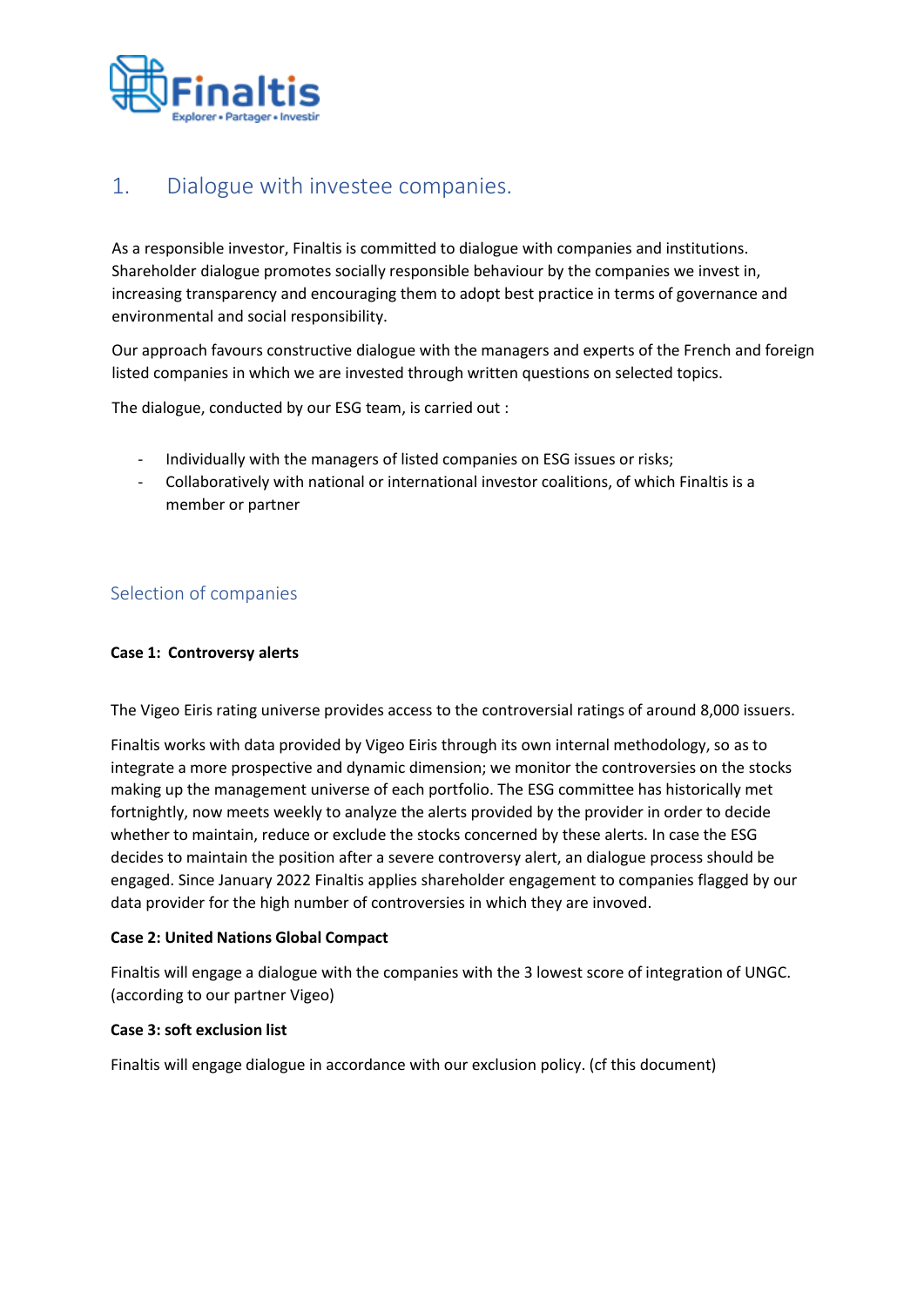# 1. Dialogue with investee companies.

As a responsible investor, Finaltis is committed to dialogue with companies and institutions. Shareholder dialogue promotes socially responsible behaviour by the companies we invest in, increasing transparency and encouraging them to adopt best practice in terms of governance and environmental and social responsibility.

Our approach favours constructive dialogue with the managers and experts of the French and foreign listed companies in which we are invested through written questions on selected topics.

The dialogue, conducted by our ESG team, is carried out :

- Individually with the managers of listed companies on ESG issues or risks;
- Collaboratively with national or international investor coalitions, of which Finaltis is a member or partner

## Selection of companies

**Case 1: Controversy alerts**

The Vigeo Eiris rating universe provides access to the controversial ratings of around 8,000 issuers.

Finaltis works with data provided by Vigeo Eiris through its own internal methodology, so as to integrate a more prospective and dynamic dimension; we monitor the controversies on the stocks making up the management universe of each portfolio. The ESG committee has historically met fortnightly, now meets weekly to analyze the alerts provided by the provider in order to decide whether to maintain, reduce or exclude the stocks concerned by these alerts. In case the ESG decides to maintain the position after a severe controversy alert, an dialogue process should be engaged. Since January 2022 Finaltis applies shareholder engagement to companies flagged by our data provider for the high number of controversies in which they are invoved.

**Case 2: United Nations Global Compact**

Finaltis will engage a dialogue with the companies with the 3 lowest score of integration of UNGC. (according to our partner Vigeo)

**Case 3: soft exclusion list**

Finaltis will engage dialogue in accordance with our exclusion policy. (cf this document)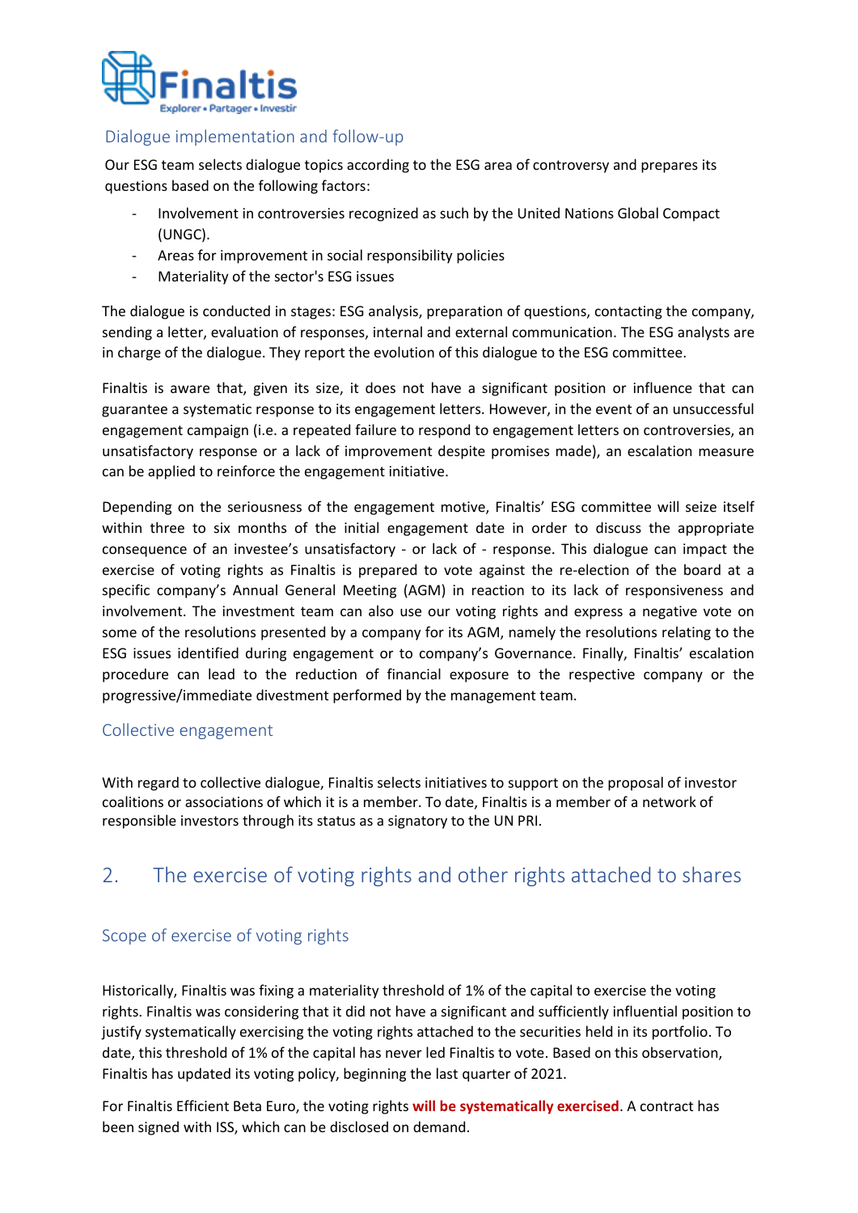### Dialogue implementation and follow-up

Our ESG team selects dialogue topics according to the ESG area of controversy and prepares its questions based on the following factors:

- Involvement in controversies recognized as such by the United Nations Global Compact (UNGC).
- Areas for improvement in social responsibility policies
- Materiality of the sector's ESG issues

The dialogue is conducted in stages: ESG analysis, preparation of questions, contacting the company, sending a letter, evaluation of responses, internal and external communication. The ESG analysts are in charge of the dialogue. They report the evolution of this dialogue to the ESG committee.

Finaltis is aware that, given its size, it does not have a significant position or influence that can guarantee a systematic response to its engagement letters. However, in the event of an unsuccessful engagement campaign (i.e. a repeated failure to respond to engagement letters on controversies, an unsatisfactory response or a lack of improvement despite promises made), an escalation measure can be applied to reinforce the engagement initiative.

Depending on the seriousness of the engagement motive, Finaltis' ESG committee will seize itself within three to six months of the initial engagement date in order to discuss the appropriate consequence of an investee's unsatisfactory - or lack of - response. This dialogue can impact the exercise of voting rights as Finaltis is prepared to vote against the re-election of the board at a specific company's Annual General Meeting (AGM) in reaction to its lack of responsiveness and involvement. The investment team can also use our voting rights and express a negative vote on some of the resolutions presented by a company for its AGM, namely the resolutions relating to the ESG issues identified during engagement or to company's Governance. Finally, Finaltis' escalation procedure can lead to the reduction of financial exposure to the respective company or the progressive/immediate divestment performed by the management team.

### Collective engagement

With regard to collective dialogue, Finaltis selects initiatives to support on the proposal of investor coalitions or associations of which it is a member. To date, Finaltis is a member of a network of responsible investors through its status as a signatory to the UN PRI.

## 2. The exercise of voting rights and other rights attached to shares

### Scope of exercise of voting rights

Historically, Finaltis was fixing a materiality threshold of 1% of the capital to exercise the voting rights. Finaltis was considering that it did not have a significant and sufficiently influential position to justify systematically exercising the voting rights attached to the securities held in its portfolio. To date, this threshold of 1% of the capital has never led Finaltis to vote. Based on this observation, Finaltis has updated its voting policy, beginning the last quarter of 2021.

For Finaltis Efficient Beta Euro, the voting rights **will be systematically exercised**. A contract has been signed with ISS, which can be disclosed on demand.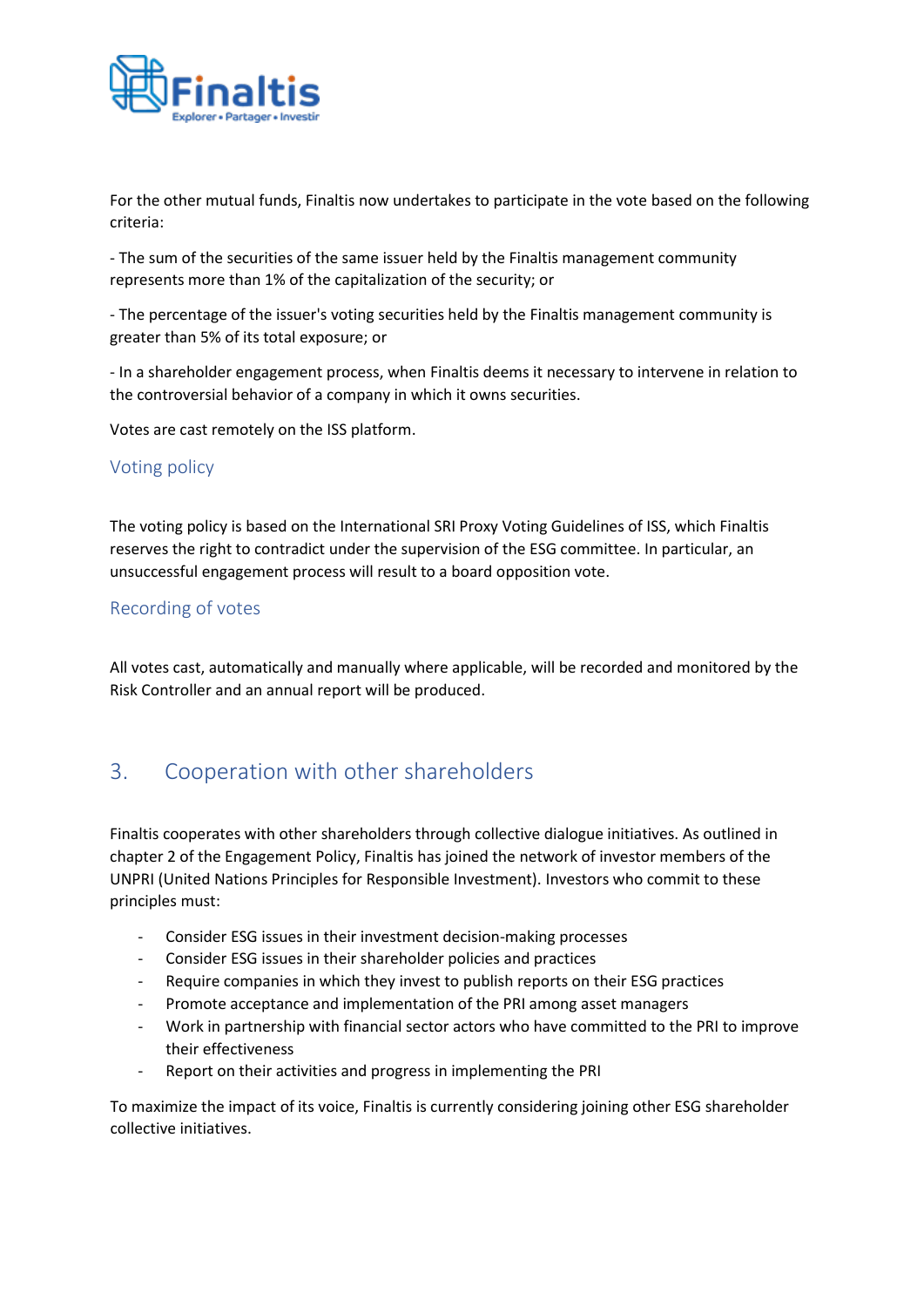For the other mutual funds, Finaltis now undertakes to participate in the vote based on the following criteria:

- The sum of the securities of the same issuer held by the Finaltis management community represents more than 1% of the capitalization of the security; or

- The percentage of the issuer's voting securities held by the Finaltis management community is greater than 5% of its total exposure; or

- In a shareholder engagement process, when Finaltis deems it necessary to intervene in relation to the controversial behavior of a company in which it owns securities.

Votes are cast remotely on the ISS platform.

### Voting policy

The voting policy is based on the International SRI Proxy Voting Guidelines of ISS, which Finaltis reserves the right to contradict under the supervision of the ESG committee. In particular, an unsuccessful engagement process will result to a board opposition vote.

### Recording of votes

All votes cast, automatically and manually where applicable, will be recorded and monitored by the Risk Controller and an annual report will be produced.

## 3. Cooperation with other shareholders

Finaltis cooperates with other shareholders through collective dialogue initiatives. As outlined in chapter 2 of the Engagement Policy, Finaltis has joined the network of investor members of the UNPRI (United Nations Principles for Responsible Investment). Investors who commit to these principles must:

- Consider ESG issues in their investment decision-making processes
- Consider ESG issues in their shareholder policies and practices
- Require companies in which they invest to publish reports on their ESG practices
- Promote acceptance and implementation of the PRI among asset managers
- Work in partnership with financial sector actors who have committed to the PRI to improve their effectiveness
- Report on their activities and progress in implementing the PRI

To maximize the impact of its voice, Finaltis is currently considering joining other ESG shareholder collective initiatives.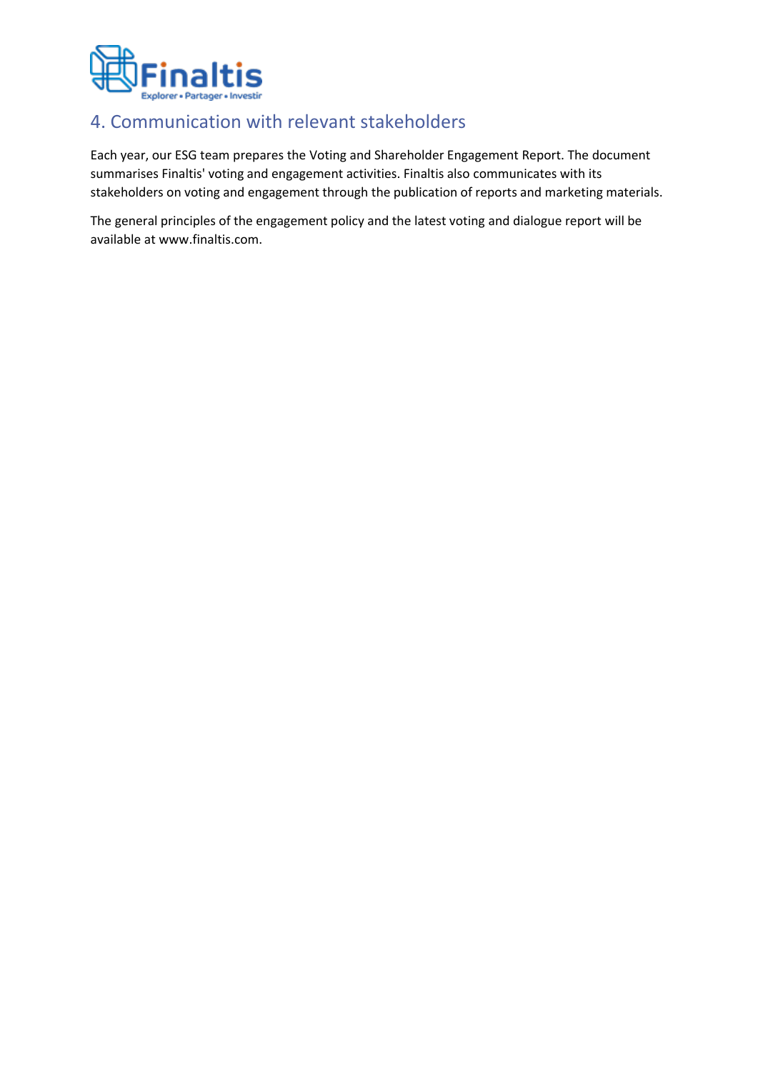## 4. Communication with relevant stakeholders

Each year, our ESG team prepares the Voting and Shareholder Engagement Report. The document summarises Finaltis' voting and engagement activities. Finaltis also communicates with its stakeholders on voting and engagement through the publication of reports and marketing materials.

The general principles of the engagement policy and the latest voting and dialogue report will be available at www.finaltis.com.